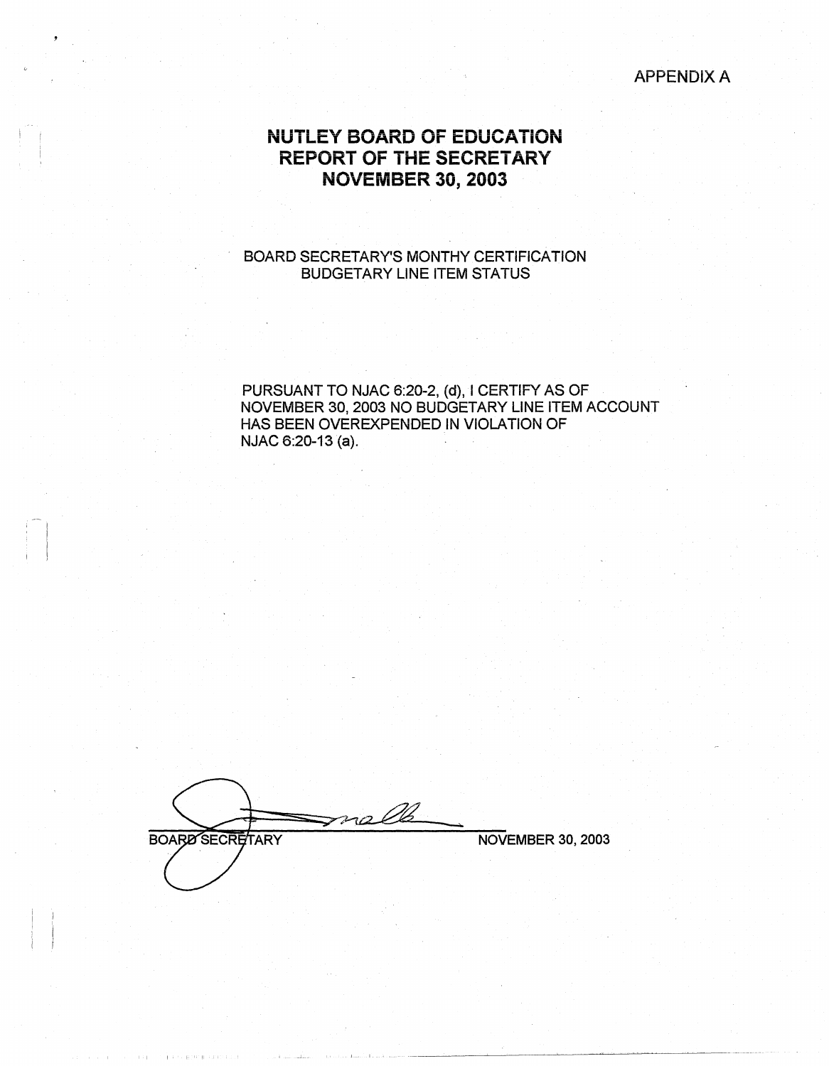APPENDIX A

# NUTLEY BOARD OF EDUCATION
# REPORT OF THE SECRETARY
# NOVEMBER 30, 2003

BOARD SECRETARY'S MONTHY CERTIFICATION
BUDGETARY LINE ITEM STATUS

PURSUANT TO NJAC 6:20-2, (d), I CERTIFY AS OF NOVEMBER 30, 2003 NO BUDGETARY LINE ITEM ACCOUNT HAS BEEN OVEREXPENDED IN VIOLATION OF NJAC 6:20-13 (a).

BOARD SECRETARY NOVEMBER 30, 2003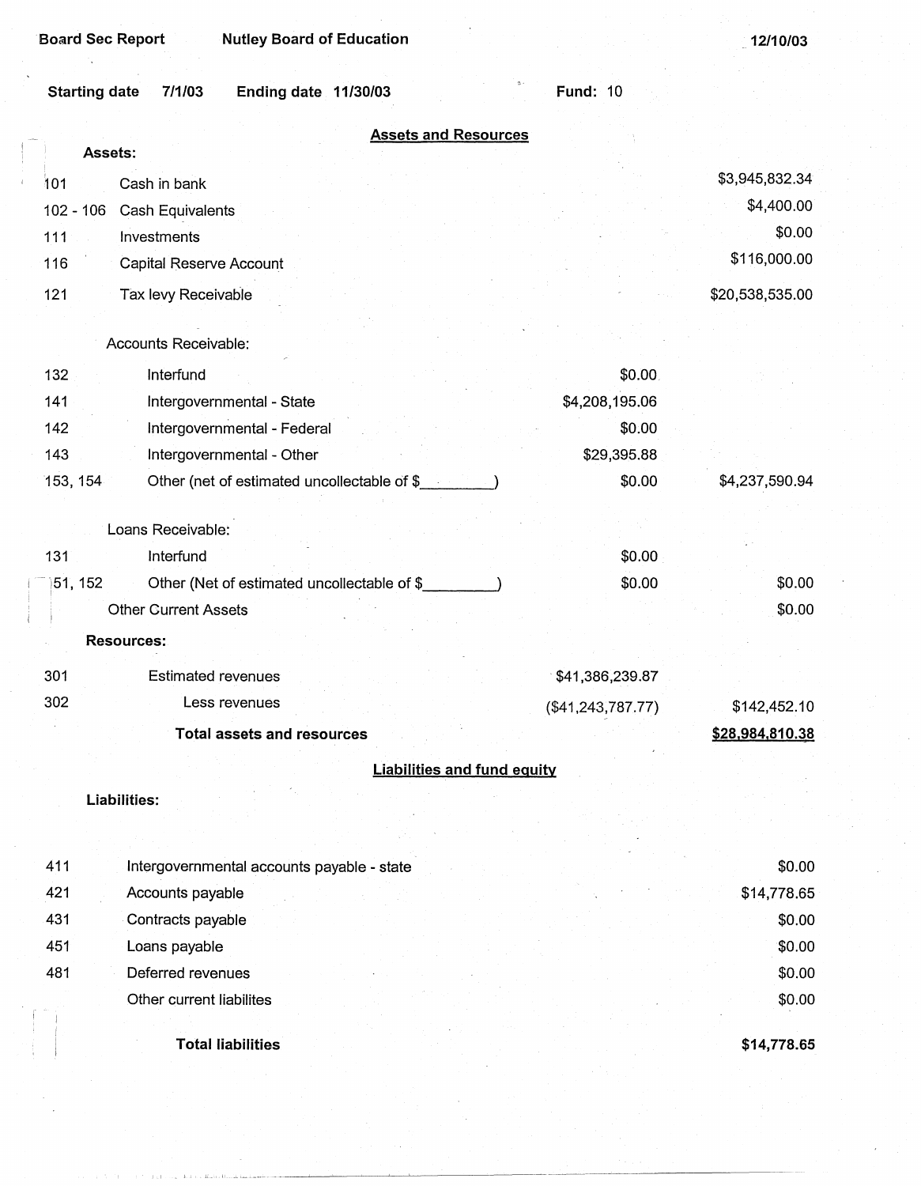Board Sec Report | Nutley Board of Education | 12/10/03

Starting date 7/1/03 Ending date 11/30/03 Fund: 10

## Assets and Resources

**Assets:**

| Code | Description | | |
|---|---|---|---|
| 101 | Cash in bank | | $3,945,832.34 |
| 102 - 106 | Cash Equivalents | | $4,400.00 |
| 111 | Investments | | $0.00 |
| 116 | Capital Reserve Account | | $116,000.00 |
| 121 | Tax levy Receivable | | $20,538,535.00 |
| | **Accounts Receivable:** | | |
| 132 | Interfund | $0.00 | |
| 141 | Intergovernmental - State | $4,208,195.06 | |
| 142 | Intergovernmental - Federal | $0.00 | |
| 143 | Intergovernmental - Other | $29,395.88 | |
| 153, 154 | Other (net of estimated uncollectable of $________) | $0.00 | $4,237,590.94 |
| | **Loans Receivable:** | | |
| 131 | Interfund | $0.00 | |
| 151, 152 | Other (Net of estimated uncollectable of $________) | $0.00 | $0.00 |
| | Other Current Assets | | $0.00 |
| | **Resources:** | | |
| 301 | Estimated revenues | $41,386,239.87 | |
| 302 | Less revenues | ($41,243,787.77) | $142,452.10 |
| | **Total assets and resources** | | **$28,984,810.38** |

## Liabilities and fund equity

**Liabilities:**

| Code | Description | |
|---|---|---|
| 411 | Intergovernmental accounts payable - state | $0.00 |
| 421 | Accounts payable | $14,778.65 |
| 431 | Contracts payable | $0.00 |
| 451 | Loans payable | $0.00 |
| 481 | Deferred revenues | $0.00 |
| | Other current liabilites | $0.00 |
| | **Total liabilities** | **$14,778.65** |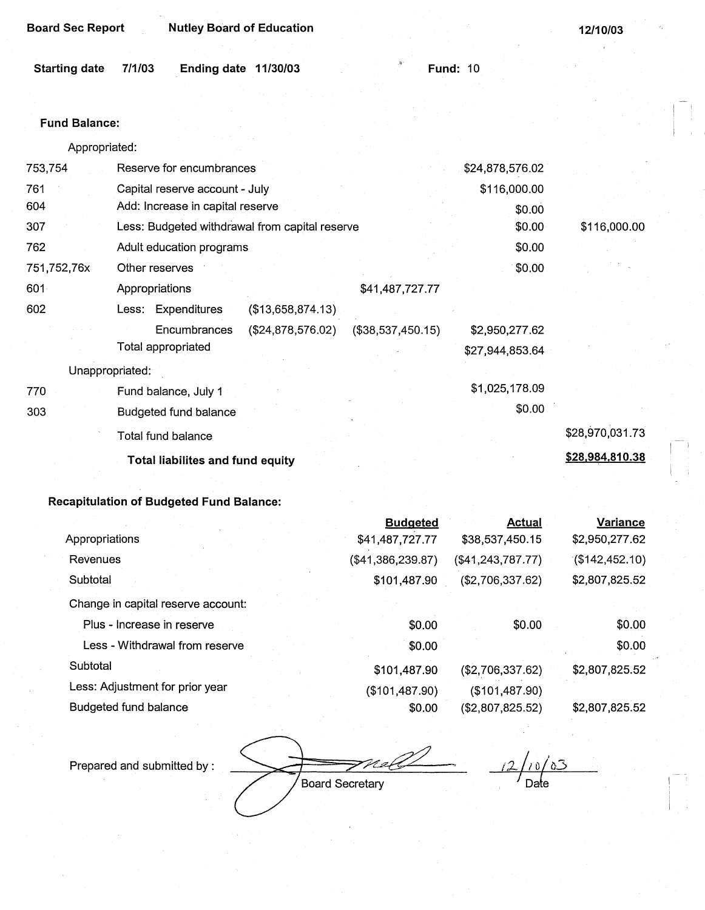**Board Sec Report** **Nutley Board of Education** **12/10/03**

**Starting date** **7/1/03** **Ending date** **11/30/03** **Fund:** 10

**Fund Balance:**

| Code | Description | | | | | |
|---|---|---|---|---|---|---|
| | Appropriated: | | | | | |
| 753,754 | Reserve for encumbrances | | | | $24,878,576.02 | |
| 761 | Capital reserve account - July | | | | $116,000.00 | |
| 604 | Add: Increase in capital reserve | | | | $0.00 | |
| 307 | Less: Budgeted withdrawal from capital reserve | | | | $0.00 | $116,000.00 |
| 762 | Adult education programs | | | | $0.00 | |
| 751,752,76x | Other reserves | | | | $0.00 | |
| 601 | Appropriations | | | $41,487,727.77 | | |
| 602 | Less: | Expenditures | ($13,658,874.13) | | | |
| | | Encumbrances | ($24,878,576.02) | ($38,537,450.15) | $2,950,277.62 | |
| | Total appropriated | | | | $27,944,853.64 | |
| | Unappropriated: | | | | | |
| 770 | Fund balance, July 1 | | | | $1,025,178.09 | |
| 303 | Budgeted fund balance | | | | $0.00 | |
| | Total fund balance | | | | | $28,970,031.73 |
| | **Total liabilites and fund equity** | | | | | **$28,984,810.38** |

**Recapitulation of Budgeted Fund Balance:**

| | Budgeted | Actual | Variance |
|---|---|---|---|
| Appropriations | $41,487,727.77 | $38,537,450.15 | $2,950,277.62 |
| Revenues | ($41,386,239.87) | ($41,243,787.77) | ($142,452.10) |
| Subtotal | $101,487.90 | ($2,706,337.62) | $2,807,825.52 |
| Change in capital reserve account: | | | |
| Plus - Increase in reserve | $0.00 | $0.00 | $0.00 |
| Less - Withdrawal from reserve | $0.00 | | $0.00 |
| Subtotal | $101,487.90 | ($2,706,337.62) | $2,807,825.52 |
| Less: Adjustment for prior year | ($101,487.90) | ($101,487.90) | |
| Budgeted fund balance | $0.00 | ($2,807,825.52) | $2,807,825.52 |

Prepared and submitted by : _______________ Board Secretary     12/10/03 Date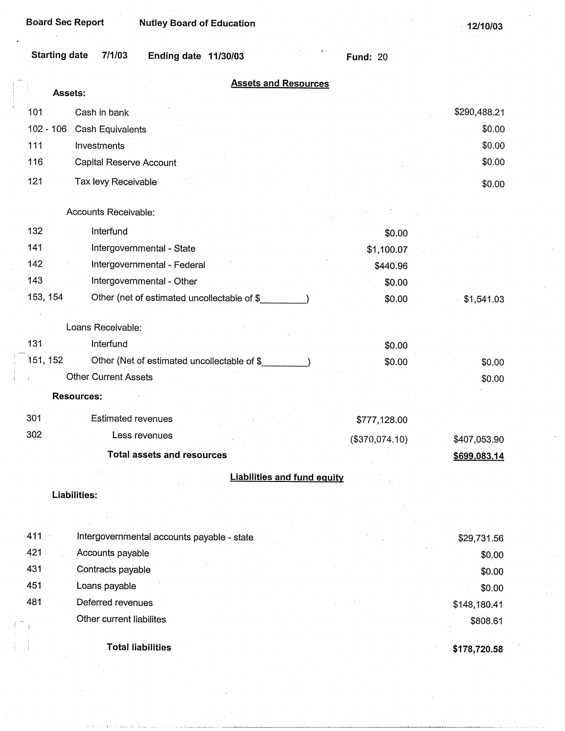Board Sec Report | Nutley Board of Education | 12/10/03

Starting date 7/1/03 | Ending date 11/30/03 | Fund: 20

## Assets and Resources

| Code | Description | | |
|---|---|---|---|
| | **Assets:** | | |
| 101 | Cash in bank | | $290,488.21 |
| 102 - 106 | Cash Equivalents | | $0.00 |
| 111 | Investments | | $0.00 |
| 116 | Capital Reserve Account | | $0.00 |
| 121 | Tax levy Receivable | | $0.00 |
| | Accounts Receivable: | | |
| 132 | Interfund | $0.00 | |
| 141 | Intergovernmental - State | $1,100.07 | |
| 142 | Intergovernmental - Federal | $440.96 | |
| 143 | Intergovernmental - Other | $0.00 | |
| 153, 154 | Other (net of estimated uncollectable of $_________) | $0.00 | $1,541.03 |
| | Loans Receivable: | | |
| 131 | Interfund | $0.00 | |
| 151, 152 | Other (Net of estimated uncollectable of $_________) | $0.00 | $0.00 |
| | Other Current Assets | | $0.00 |
| | **Resources:** | | |
| 301 | Estimated revenues | $777,128.00 | |
| 302 | Less revenues | ($370,074.10) | $407,053.90 |
| | **Total assets and resources** | | **$699,083.14** |

## Liabilities and fund equity

| Code | Description | |
|---|---|---|
| | **Liabilities:** | |
| 411 | Intergovernmental accounts payable - state | $29,731.56 |
| 421 | Accounts payable | $0.00 |
| 431 | Contracts payable | $0.00 |
| 451 | Loans payable | $0.00 |
| 481 | Deferred revenues | $148,180.41 |
| | Other current liabilites | $808.61 |
| | **Total liabilities** | **$178,720.58** |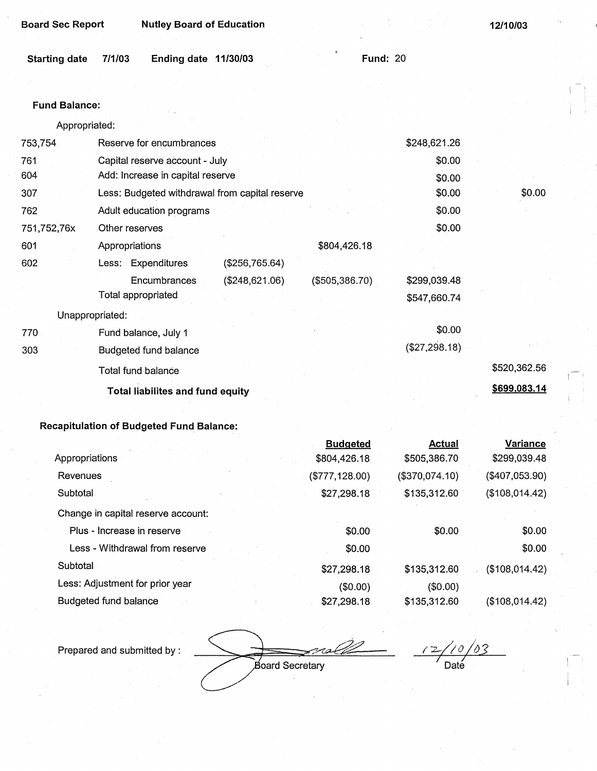Board Sec Report | Nutley Board of Education | 12/10/03

**Starting date** 7/1/03 **Ending date** 11/30/03 **Fund:** 20

**Fund Balance:**

| | | | | | |
|---|---|---|---|---|---|
| | Appropriated: | | | | |
| 753,754 | Reserve for encumbrances | | | $248,621.26 | |
| 761 | Capital reserve account - July | | | $0.00 | |
| 604 | Add: Increase in capital reserve | | | $0.00 | |
| 307 | Less: Budgeted withdrawal from capital reserve | | | $0.00 | $0.00 |
| 762 | Adult education programs | | | $0.00 | |
| 751,752,76x | Other reserves | | | $0.00 | |
| 601 | Appropriations | | $804,426.18 | | |
| 602 | Less: Expenditures | ($256,765.64) | | | |
| | Encumbrances | ($248,621.06) | ($505,386.70) | $299,039.48 | |
| | Total appropriated | | | $547,660.74 | |
| | Unappropriated: | | | | |
| 770 | Fund balance, July 1 | | | $0.00 | |
| 303 | Budgeted fund balance | | | ($27,298.18) | |
| | Total fund balance | | | | $520,362.56 |
| | **Total liabilites and fund equity** | | | | **$699,083.14** |

**Recapitulation of Budgeted Fund Balance:**

| | Budgeted | Actual | Variance |
|---|---|---|---|
| Appropriations | $804,426.18 | $505,386.70 | $299,039.48 |
| Revenues | ($777,128.00) | ($370,074.10) | ($407,053.90) |
| Subtotal | $27,298.18 | $135,312.60 | ($108,014.42) |
| Change in capital reserve account: | | | |
| Plus - Increase in reserve | $0.00 | $0.00 | $0.00 |
| Less - Withdrawal from reserve | $0.00 | | $0.00 |
| Subtotal | $27,298.18 | $135,312.60 | ($108,014.42) |
| Less: Adjustment for prior year | ($0.00) | ($0.00) | |
| Budgeted fund balance | $27,298.18 | $135,312.60 | ($108,014.42) |

Prepared and submitted by : _______________ Board Secretary 12/10/03 Date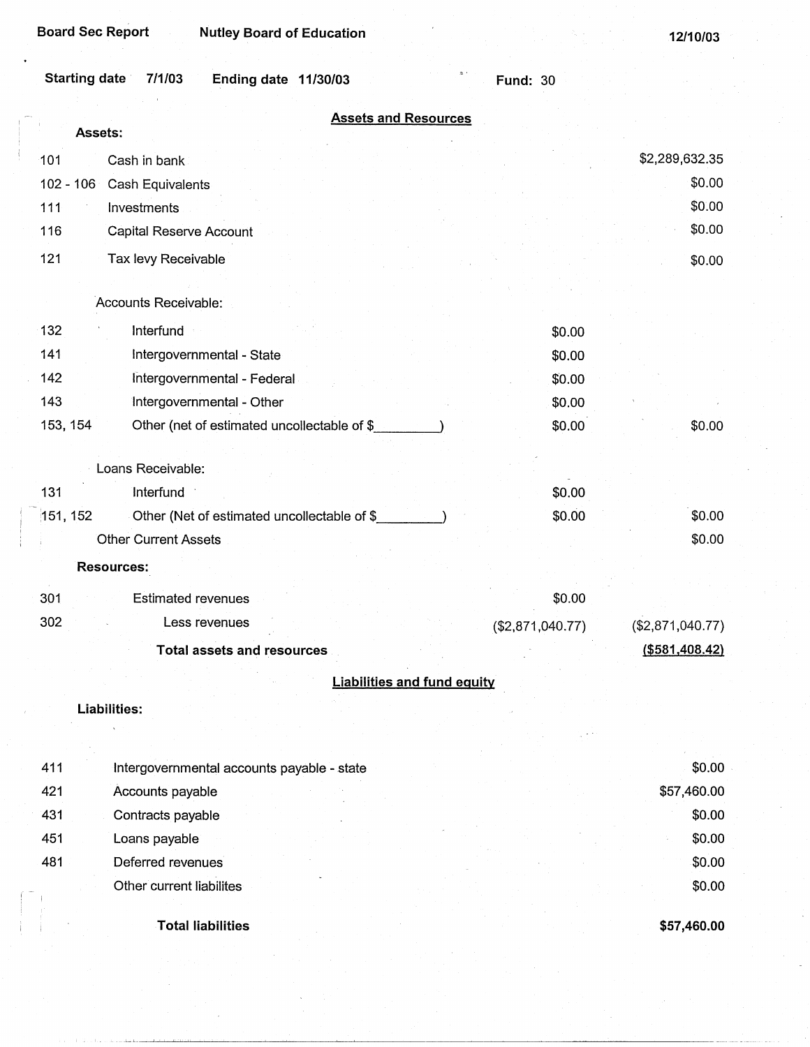Board Sec Report | Nutley Board of Education | 12/10/03

Starting date 7/1/03 Ending date 11/30/03 Fund: 30

## Assets and Resources

**Assets:**

| Code | Description | | Amount |
|---|---|---|---|
| 101 | Cash in bank | | $2,289,632.35 |
| 102 - 106 | Cash Equivalents | | $0.00 |
| 111 | Investments | | $0.00 |
| 116 | Capital Reserve Account | | $0.00 |
| 121 | Tax levy Receivable | | $0.00 |
| | Accounts Receivable: | | |
| 132 | Interfund | $0.00 | |
| 141 | Intergovernmental - State | $0.00 | |
| 142 | Intergovernmental - Federal | $0.00 | |
| 143 | Intergovernmental - Other | $0.00 | |
| 153, 154 | Other (net of estimated uncollectable of $_________) | $0.00 | $0.00 |
| | Loans Receivable: | | |
| 131 | Interfund | $0.00 | |
| 151, 152 | Other (Net of estimated uncollectable of $_________) | $0.00 | $0.00 |
| | Other Current Assets | | $0.00 |
| | **Resources:** | | |
| 301 | Estimated revenues | $0.00 | |
| 302 | Less revenues | ($2,871,040.77) | ($2,871,040.77) |
| | **Total assets and resources** | | **($581,408.42)** |

## Liabilities and fund equity

**Liabilities:**

| Code | Description | Amount |
|---|---|---|
| 411 | Intergovernmental accounts payable - state | $0.00 |
| 421 | Accounts payable | $57,460.00 |
| 431 | Contracts payable | $0.00 |
| 451 | Loans payable | $0.00 |
| 481 | Deferred revenues | $0.00 |
| | Other current liabilites | $0.00 |
| | **Total liabilities** | **$57,460.00** |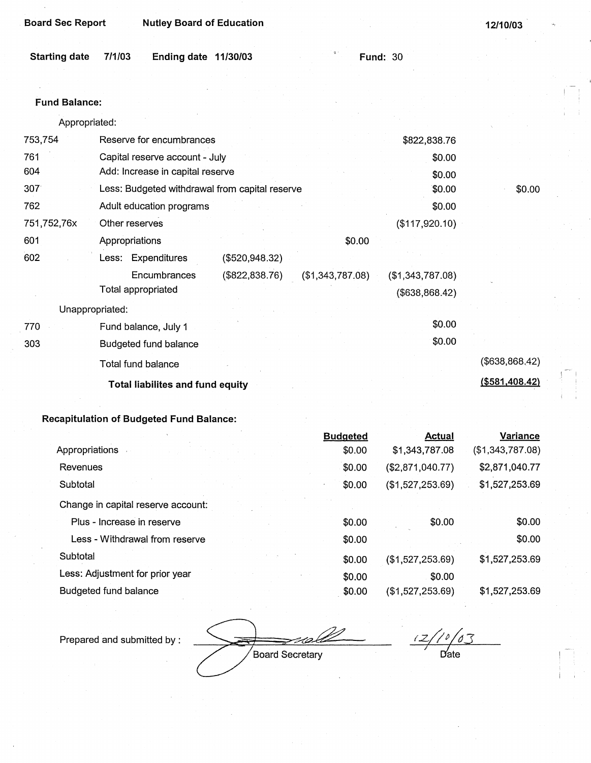**Board Sec Report** **Nutley Board of Education** **12/10/03**

**Starting date** 7/1/03 **Ending date** 11/30/03 **Fund:** 30

**Fund Balance:**

| | | | | | |
|---|---|---|---|---|---|
| | Appropriated: | | | | |
| 753,754 | Reserve for encumbrances | | | $822,838.76 | |
| 761 | Capital reserve account - July | | | $0.00 | |
| 604 | Add: Increase in capital reserve | | | $0.00 | |
| 307 | Less: Budgeted withdrawal from capital reserve | | | $0.00 | $0.00 |
| 762 | Adult education programs | | | $0.00 | |
| 751,752,76x | Other reserves | | | ($117,920.10) | |
| 601 | Appropriations | | $0.00 | | |
| 602 | Less: Expenditures | ($520,948.32) | | | |
| | Encumbrances | ($822,838.76) | ($1,343,787.08) | ($1,343,787.08) | |
| | Total appropriated | | | ($638,868.42) | |
| | Unappropriated: | | | | |
| 770 | Fund balance, July 1 | | | $0.00 | |
| 303 | Budgeted fund balance | | | $0.00 | |
| | Total fund balance | | | | ($638,868.42) |
| | **Total liabilites and fund equity** | | | | **($581,408.42)** |

**Recapitulation of Budgeted Fund Balance:**

| | Budgeted | Actual | Variance |
|---|---|---|---|
| Appropriations | $0.00 | $1,343,787.08 | ($1,343,787.08) |
| Revenues | $0.00 | ($2,871,040.77) | $2,871,040.77 |
| Subtotal | $0.00 | ($1,527,253.69) | $1,527,253.69 |
| Change in capital reserve account: | | | |
| Plus - Increase in reserve | $0.00 | $0.00 | $0.00 |
| Less - Withdrawal from reserve | $0.00 | | $0.00 |
| Subtotal | $0.00 | ($1,527,253.69) | $1,527,253.69 |
| Less: Adjustment for prior year | $0.00 | $0.00 | |
| Budgeted fund balance | $0.00 | ($1,527,253.69) | $1,527,253.69 |

Prepared and submitted by : ______________________ Board Secretary     12/10/03 Date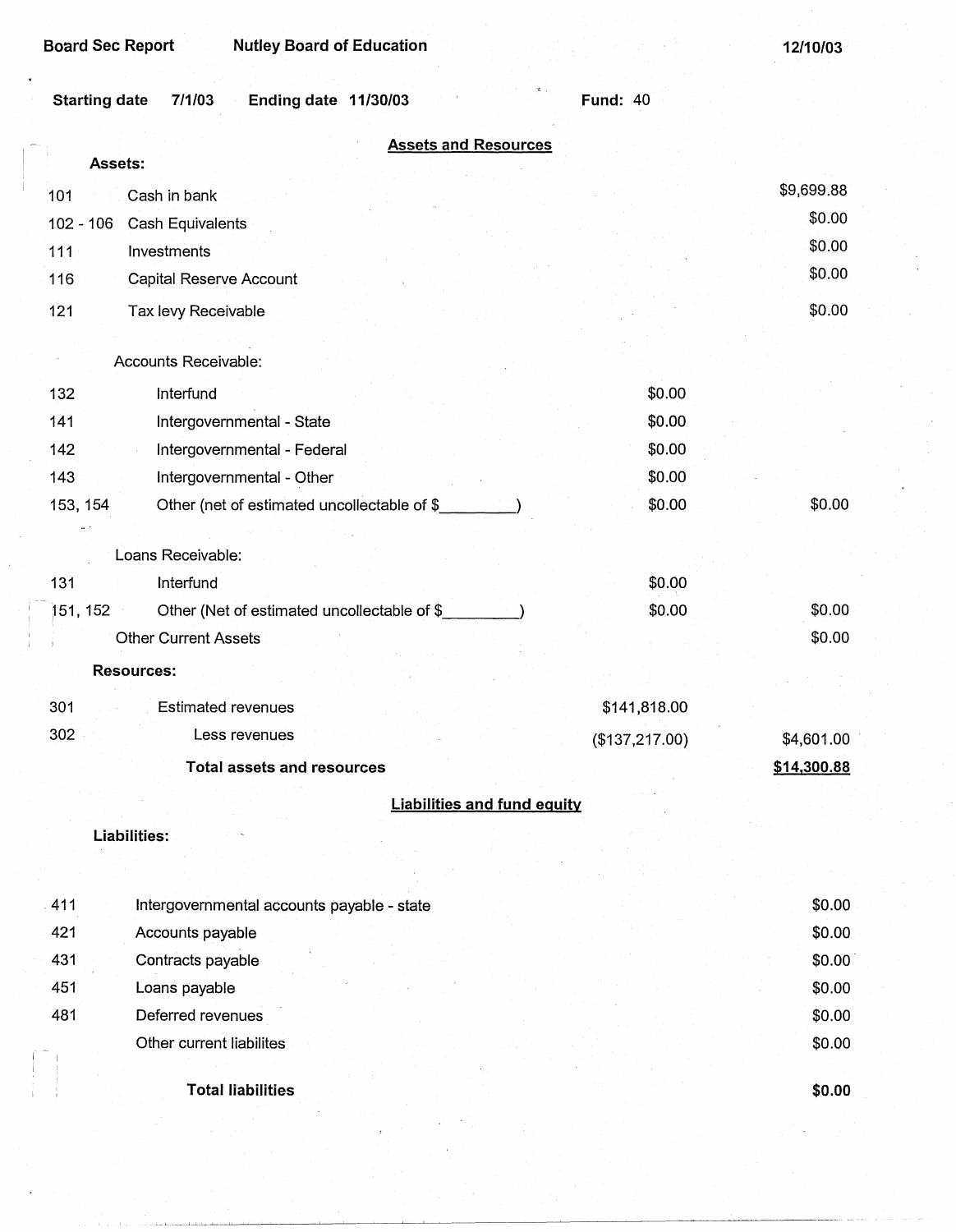Board Sec Report    Nutley Board of Education    12/10/03

**Starting date** 7/1/03    **Ending date** 11/30/03    **Fund:** 40

## Assets and Resources

**Assets:**

| Code | Description | | Amount |
|---|---|---|---|
| 101 | Cash in bank | | $9,699.88 |
| 102 - 106 | Cash Equivalents | | $0.00 |
| 111 | Investments | | $0.00 |
| 116 | Capital Reserve Account | | $0.00 |
| 121 | Tax levy Receivable | | $0.00 |
| | Accounts Receivable: | | |
| 132 | Interfund | $0.00 | |
| 141 | Intergovernmental - State | $0.00 | |
| 142 | Intergovernmental - Federal | $0.00 | |
| 143 | Intergovernmental - Other | $0.00 | |
| 153, 154 | Other (net of estimated uncollectable of $\_\_\_\_\_\_\_\_\_) | $0.00 | $0.00 |
| | Loans Receivable: | | |
| 131 | Interfund | $0.00 | |
| 151, 152 | Other (Net of estimated uncollectable of $\_\_\_\_\_\_\_\_\_) | $0.00 | $0.00 |
| | Other Current Assets | | $0.00 |
| | **Resources:** | | |
| 301 | Estimated revenues | $141,818.00 | |
| 302 | Less revenues | ($137,217.00) | $4,601.00 |
| | **Total assets and resources** | | **$14,300.88** |

## Liabilities and fund equity

**Liabilities:**

| Code | Description | Amount |
|---|---|---|
| 411 | Intergovernmental accounts payable - state | $0.00 |
| 421 | Accounts payable | $0.00 |
| 431 | Contracts payable | $0.00 |
| 451 | Loans payable | $0.00 |
| 481 | Deferred revenues | $0.00 |
| | Other current liabilites | $0.00 |
| | **Total liabilities** | **$0.00** |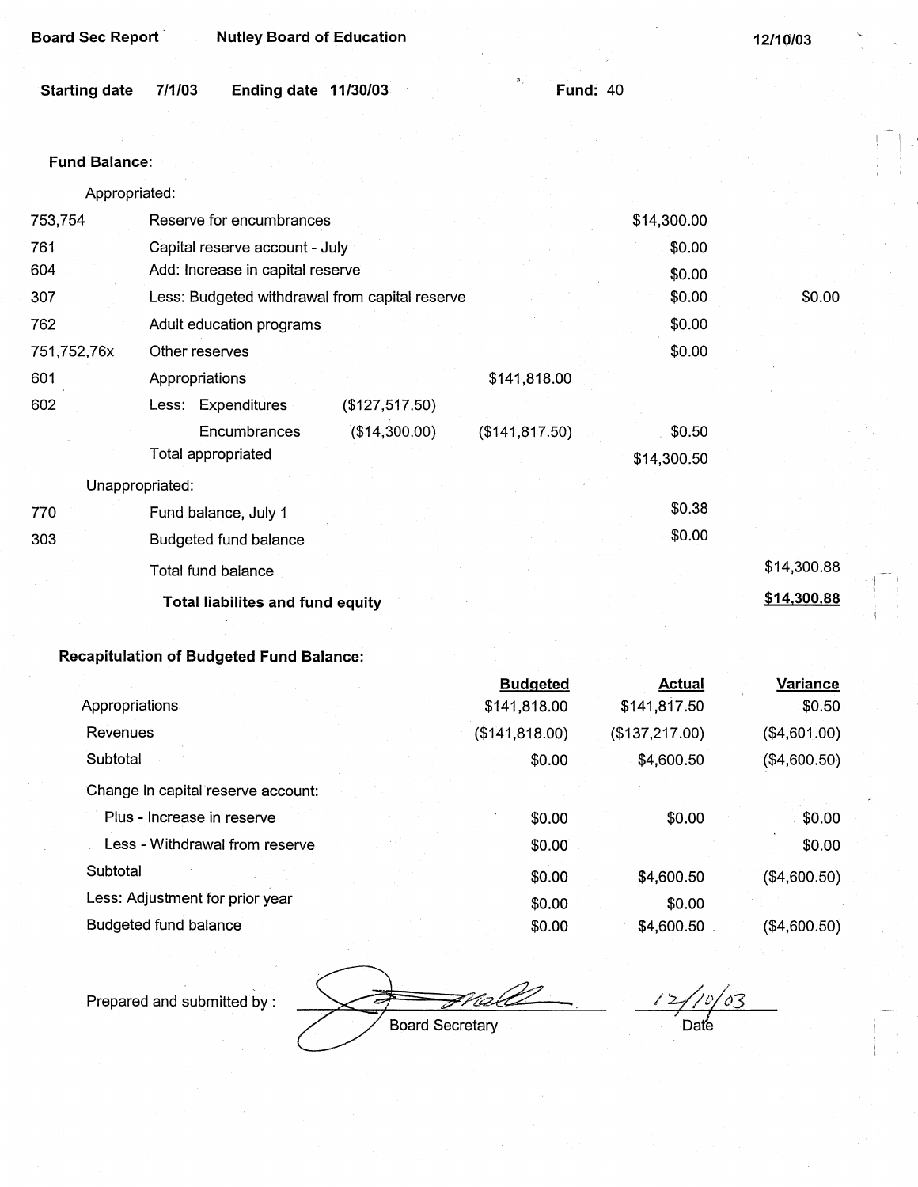Board Sec Report | Nutley Board of Education | 12/10/03

**Starting date** 7/1/03 **Ending date** 11/30/03 **Fund:** 40

**Fund Balance:**

| Code | Description | | | | |
|---|---|---|---|---|---|
| | Appropriated: | | | | |
| 753,754 | Reserve for encumbrances | | | $14,300.00 | |
| 761 | Capital reserve account - July | | | $0.00 | |
| 604 | Add: Increase in capital reserve | | | $0.00 | |
| 307 | Less: Budgeted withdrawal from capital reserve | | | $0.00 | $0.00 |
| 762 | Adult education programs | | | $0.00 | |
| 751,752,76x | Other reserves | | | $0.00 | |
| 601 | Appropriations | | $141,818.00 | | |
| 602 | Less: Expenditures | ($127,517.50) | | | |
| | Encumbrances | ($14,300.00) | ($141,817.50) | $0.50 | |
| | Total appropriated | | | $14,300.50 | |
| | Unappropriated: | | | | |
| 770 | Fund balance, July 1 | | | $0.38 | |
| 303 | Budgeted fund balance | | | $0.00 | |
| | Total fund balance | | | | $14,300.88 |
| | **Total liabilites and fund equity** | | | | **$14,300.88** |

**Recapitulation of Budgeted Fund Balance:**

| | Budgeted | Actual | Variance |
|---|---|---|---|
| Appropriations | $141,818.00 | $141,817.50 | $0.50 |
| Revenues | ($141,818.00) | ($137,217.00) | ($4,601.00) |
| Subtotal | $0.00 | $4,600.50 | ($4,600.50) |
| Change in capital reserve account: | | | |
| Plus - Increase in reserve | $0.00 | $0.00 | $0.00 |
| Less - Withdrawal from reserve | $0.00 | | $0.00 |
| Subtotal | $0.00 | $4,600.50 | ($4,600.50) |
| Less: Adjustment for prior year | $0.00 | $0.00 | |
| Budgeted fund balance | $0.00 | $4,600.50 | ($4,600.50) |

Prepared and submitted by : _______________ Board Secretary 12/10/03 Date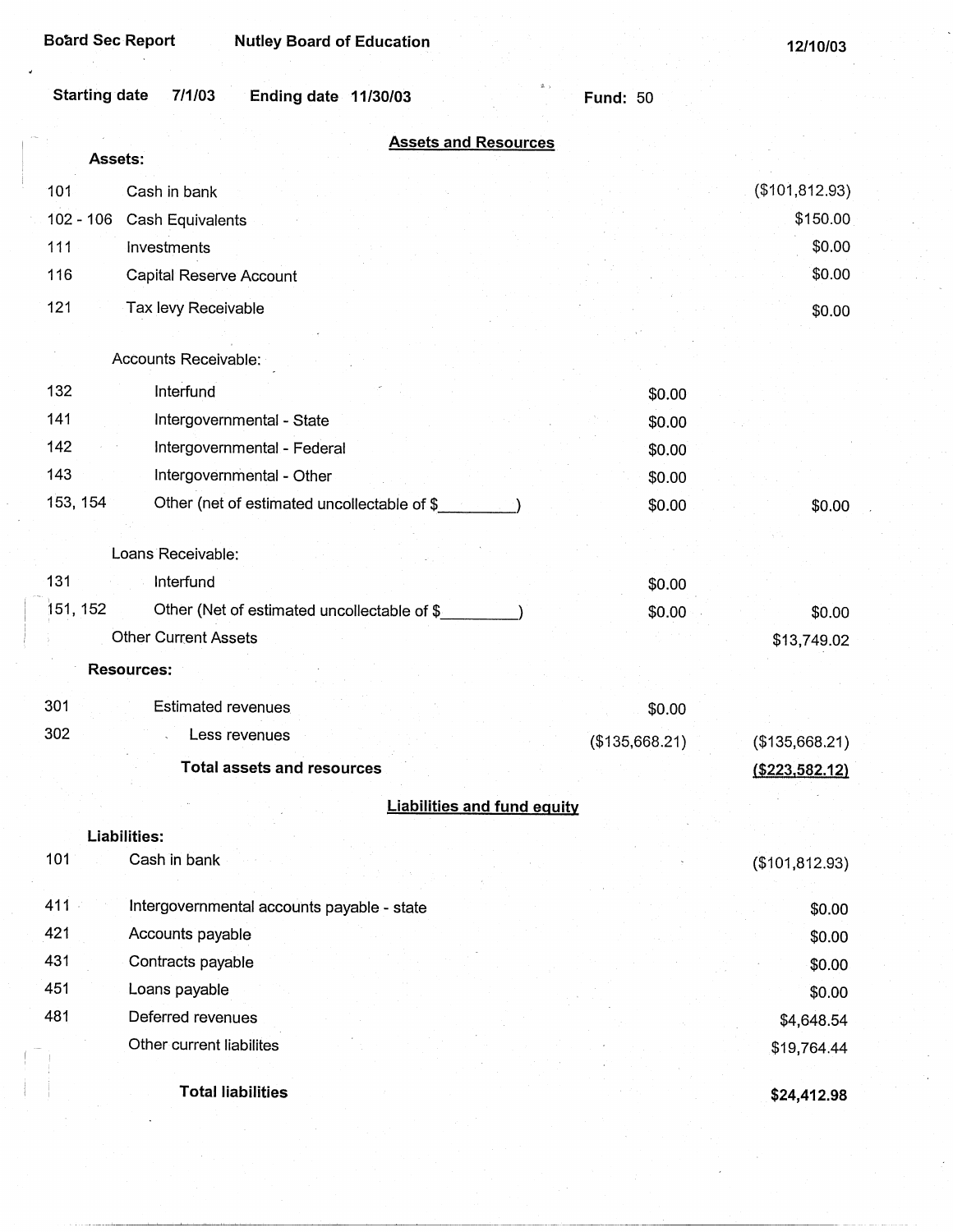Board Sec Report　　Nutley Board of Education　　12/10/03

**Starting date** 7/1/03　**Ending date** 11/30/03　**Fund:** 50

## Assets and Resources

| | | | |
|---|---|---|---|
| **Assets:** | | | |
| 101 | Cash in bank | | ($101,812.93) |
| 102 - 106 | Cash Equivalents | | $150.00 |
| 111 | Investments | | $0.00 |
| 116 | Capital Reserve Account | | $0.00 |
| 121 | Tax levy Receivable | | $0.00 |
| | Accounts Receivable: | | |
| 132 | Interfund | $0.00 | |
| 141 | Intergovernmental - State | $0.00 | |
| 142 | Intergovernmental - Federal | $0.00 | |
| 143 | Intergovernmental - Other | $0.00 | |
| 153, 154 | Other (net of estimated uncollectable of $_________) | $0.00 | $0.00 |
| | Loans Receivable: | | |
| 131 | Interfund | $0.00 | |
| 151, 152 | Other (Net of estimated uncollectable of $_________) | $0.00 | $0.00 |
| | Other Current Assets | | $13,749.02 |
| **Resources:** | | | |
| 301 | Estimated revenues | $0.00 | |
| 302 | Less revenues | ($135,668.21) | ($135,668.21) |
| | **Total assets and resources** | | **($223,582.12)** |

## Liabilities and fund equity

| | | |
|---|---|---|
| **Liabilities:** | | |
| 101 | Cash in bank | ($101,812.93) |
| 411 | Intergovernmental accounts payable - state | $0.00 |
| 421 | Accounts payable | $0.00 |
| 431 | Contracts payable | $0.00 |
| 451 | Loans payable | $0.00 |
| 481 | Deferred revenues | $4,648.54 |
| | Other current liabilites | $19,764.44 |
| | **Total liabilities** | **$24,412.98** |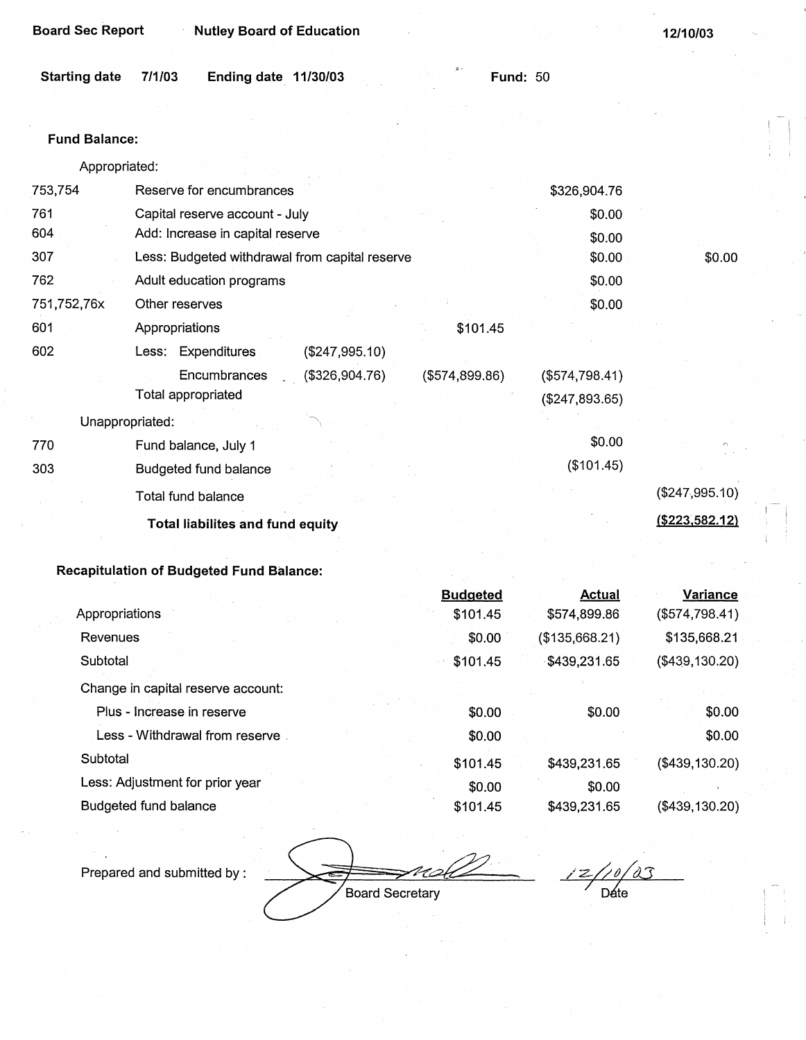Board Sec Report    Nutley Board of Education    12/10/03

Starting date 7/1/03    Ending date 11/30/03    Fund: 50

**Fund Balance:**

| | | | | | |
|---|---|---|---|---|---|
| | Appropriated: | | | | |
| 753,754 | Reserve for encumbrances | | | $326,904.76 | |
| 761 | Capital reserve account - July | | | $0.00 | |
| 604 | Add: Increase in capital reserve | | | $0.00 | |
| 307 | Less: Budgeted withdrawal from capital reserve | | | $0.00 | $0.00 |
| 762 | Adult education programs | | | $0.00 | |
| 751,752,76x | Other reserves | | | $0.00 | |
| 601 | Appropriations | | $101.45 | | |
| 602 | Less: Expenditures | ($247,995.10) | | | |
| | Encumbrances | ($326,904.76) | ($574,899.86) | ($574,798.41) | |
| | Total appropriated | | | ($247,893.65) | |
| | Unappropriated: | | | | |
| 770 | Fund balance, July 1 | | | $0.00 | |
| 303 | Budgeted fund balance | | | ($101.45) | |
| | Total fund balance | | | | ($247,995.10) |
| | **Total liabilites and fund equity** | | | | **($223,582.12)** |

**Recapitulation of Budgeted Fund Balance:**

| | Budgeted | Actual | Variance |
|---|---|---|---|
| Appropriations | $101.45 | $574,899.86 | ($574,798.41) |
| Revenues | $0.00 | ($135,668.21) | $135,668.21 |
| Subtotal | $101.45 | $439,231.65 | ($439,130.20) |
| Change in capital reserve account: | | | |
| Plus - Increase in reserve | $0.00 | $0.00 | $0.00 |
| Less - Withdrawal from reserve | $0.00 | | $0.00 |
| Subtotal | $101.45 | $439,231.65 | ($439,130.20) |
| Less: Adjustment for prior year | $0.00 | $0.00 | |
| Budgeted fund balance | $101.45 | $439,231.65 | ($439,130.20) |

Prepared and submitted by : _______________ Board Secretary    12/10/03 Date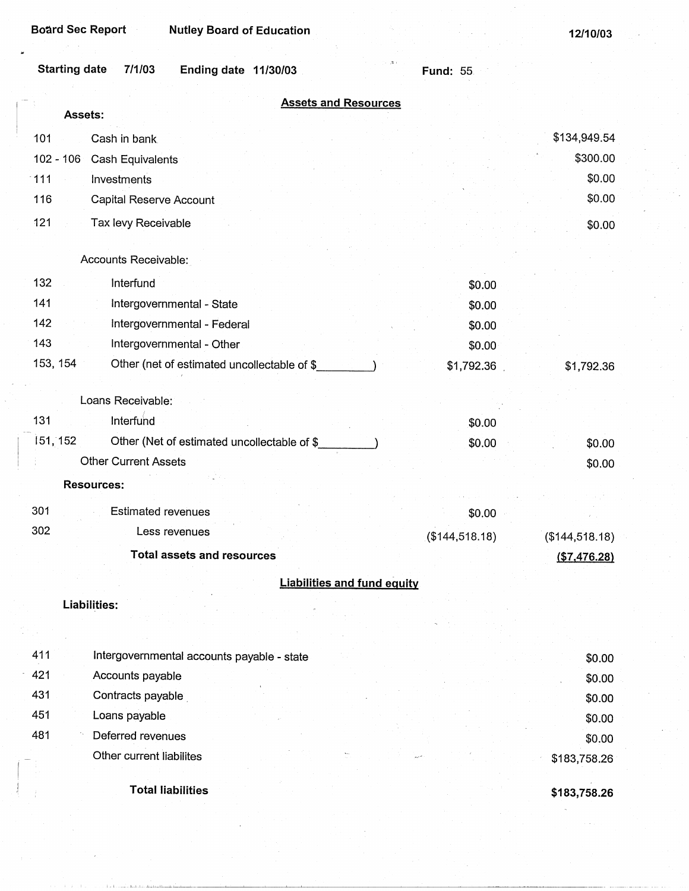Board Sec Report | Nutley Board of Education | 12/10/03

Starting date 7/1/03 | Ending date 11/30/03 | Fund: 55

## Assets and Resources

| Code | Description | | Amount |
|---|---|---|---|
| **Assets:** | | | |
| 101 | Cash in bank | | $134,949.54 |
| 102 - 106 | Cash Equivalents | | $300.00 |
| 111 | Investments | | $0.00 |
| 116 | Capital Reserve Account | | $0.00 |
| 121 | Tax levy Receivable | | $0.00 |
| | Accounts Receivable: | | |
| 132 | Interfund | $0.00 | |
| 141 | Intergovernmental - State | $0.00 | |
| 142 | Intergovernmental - Federal | $0.00 | |
| 143 | Intergovernmental - Other | $0.00 | |
| 153, 154 | Other (net of estimated uncollectable of $_________) | $1,792.36 | $1,792.36 |
| | Loans Receivable: | | |
| 131 | Interfund | $0.00 | |
| 151, 152 | Other (Net of estimated uncollectable of $_________) | $0.00 | $0.00 |
| | Other Current Assets | | $0.00 |
| **Resources:** | | | |
| 301 | Estimated revenues | $0.00 | |
| 302 | Less revenues | ($144,518.18) | ($144,518.18) |
| | **Total assets and resources** | | **($7,476.28)** |

## Liabilities and fund equity

| Code | Description | Amount |
|---|---|---|
| **Liabilities:** | | |
| 411 | Intergovernmental accounts payable - state | $0.00 |
| 421 | Accounts payable | $0.00 |
| 431 | Contracts payable | $0.00 |
| 451 | Loans payable | $0.00 |
| 481 | Deferred revenues | $0.00 |
| | Other current liabilites | $183,758.26 |
| | **Total liabilities** | **$183,758.26** |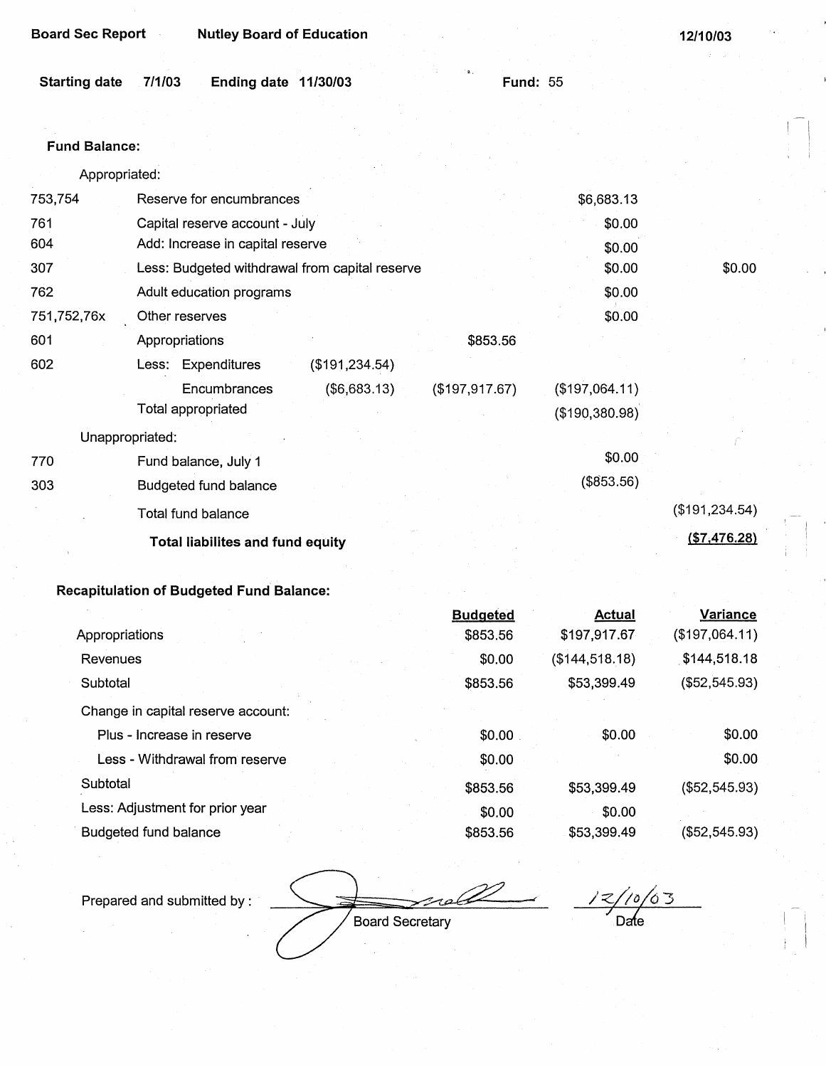Board Sec Report Nutley Board of Education 12/10/03

Starting date 7/1/03 Ending date 11/30/03 Fund: 55

**Fund Balance:**

| | | | | | | |
|---|---|---|---|---|---|---|
| | Appropriated: | | | | | |
| 753,754 | Reserve for encumbrances | | | | $6,683.13 | |
| 761 | Capital reserve account - July | | | | $0.00 | |
| 604 | Add: Increase in capital reserve | | | | $0.00 | |
| 307 | Less: Budgeted withdrawal from capital reserve | | | | $0.00 | $0.00 |
| 762 | Adult education programs | | | | $0.00 | |
| 751,752,76x | Other reserves | | | | $0.00 | |
| 601 | Appropriations | | | $853.56 | | |
| 602 | Less: Expenditures | | ($191,234.54) | | | |
| | Encumbrances | | ($6,683.13) | ($197,917.67) | ($197,064.11) | |
| | Total appropriated | | | | ($190,380.98) | |
| | Unappropriated: | | | | | |
| 770 | Fund balance, July 1 | | | | $0.00 | |
| 303 | Budgeted fund balance | | | | ($853.56) | |
| | Total fund balance | | | | | ($191,234.54) |
| | **Total liabilites and fund equity** | | | | | **($7,476.28)** |

**Recapitulation of Budgeted Fund Balance:**

| | Budgeted | Actual | Variance |
|---|---|---|---|
| Appropriations | $853.56 | $197,917.67 | ($197,064.11) |
| Revenues | $0.00 | ($144,518.18) | $144,518.18 |
| Subtotal | $853.56 | $53,399.49 | ($52,545.93) |
| Change in capital reserve account: | | | |
| Plus - Increase in reserve | $0.00 | $0.00 | $0.00 |
| Less - Withdrawal from reserve | $0.00 | | $0.00 |
| Subtotal | $853.56 | $53,399.49 | ($52,545.93) |
| Less: Adjustment for prior year | $0.00 | $0.00 | |
| Budgeted fund balance | $853.56 | $53,399.49 | ($52,545.93) |

Prepared and submitted by : ____________________ Board Secretary 12/10/03 Date